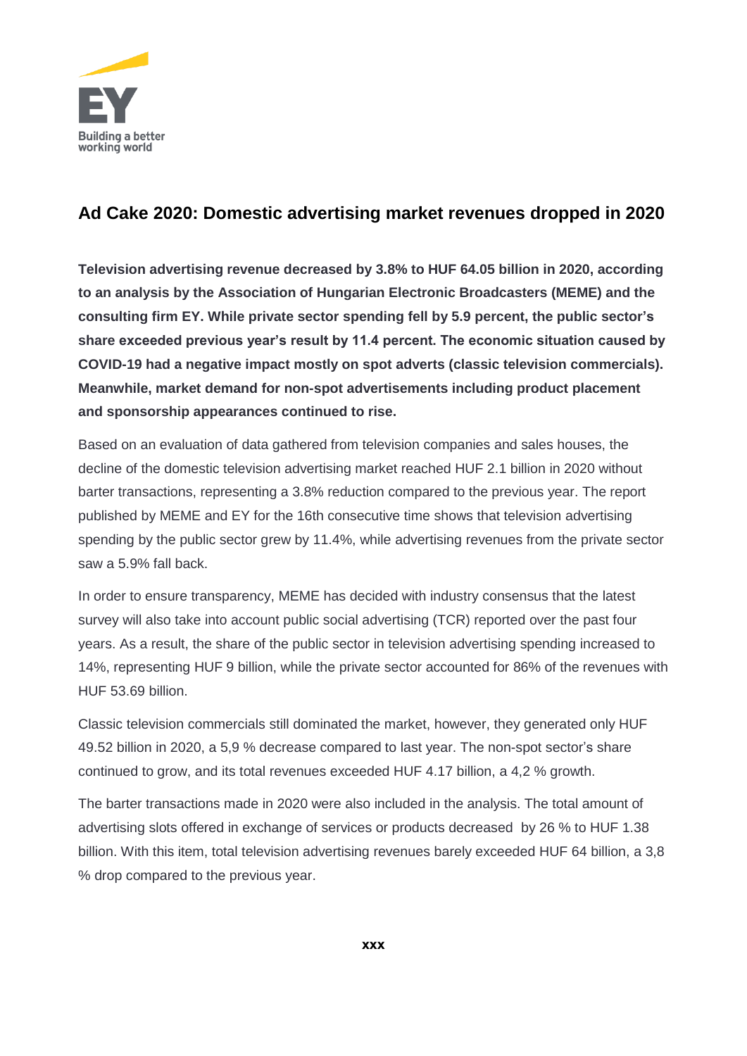EY

Building a better working world

## Ad Cake 2020: Domestic advertising market revenues dropped in 2020

**Television advertising revenue decreased by 3.8% to HUF 64.05 billion in 2020, according to an analysis by the Association of Hungarian Electronic Broadcasters (MEME) and the consulting firm EY. While private sector spending fell by 5.9 percent, the public sector's share exceeded previous year's result by 11.4 percent. The economic situation caused by COVID-19 had a negative impact mostly on spot adverts (classic television commercials). Meanwhile, market demand for non-spot advertisements including product placement and sponsorship appearances continued to rise.**

Based on an evaluation of data gathered from television companies and sales houses, the decline of the domestic television advertising market reached HUF 2.1 billion in 2020 without barter transactions, representing a 3.8% reduction compared to the previous year. The report published by MEME and EY for the 16th consecutive time shows that television advertising spending by the public sector grew by 11.4%, while advertising revenues from the private sector saw a 5.9% fall back.

In order to ensure transparency, MEME has decided with industry consensus that the latest survey will also take into account public social advertising (TCR) reported over the past four years. As a result, the share of the public sector in television advertising spending increased to 14%, representing HUF 9 billion, while the private sector accounted for 86% of the revenues with HUF 53.69 billion.

Classic television commercials still dominated the market, however, they generated only HUF 49.52 billion in 2020, a 5,9 % decrease compared to last year. The non-spot sector's share continued to grow, and its total revenues exceeded HUF 4.17 billion, a 4,2 % growth.

The barter transactions made in 2020 were also included in the analysis. The total amount of advertising slots offered in exchange of services or products decreased by 26 % to HUF 1.38 billion. With this item, total television advertising revenues barely exceeded HUF 64 billion, a 3,8 % drop compared to the previous year.

**xxx**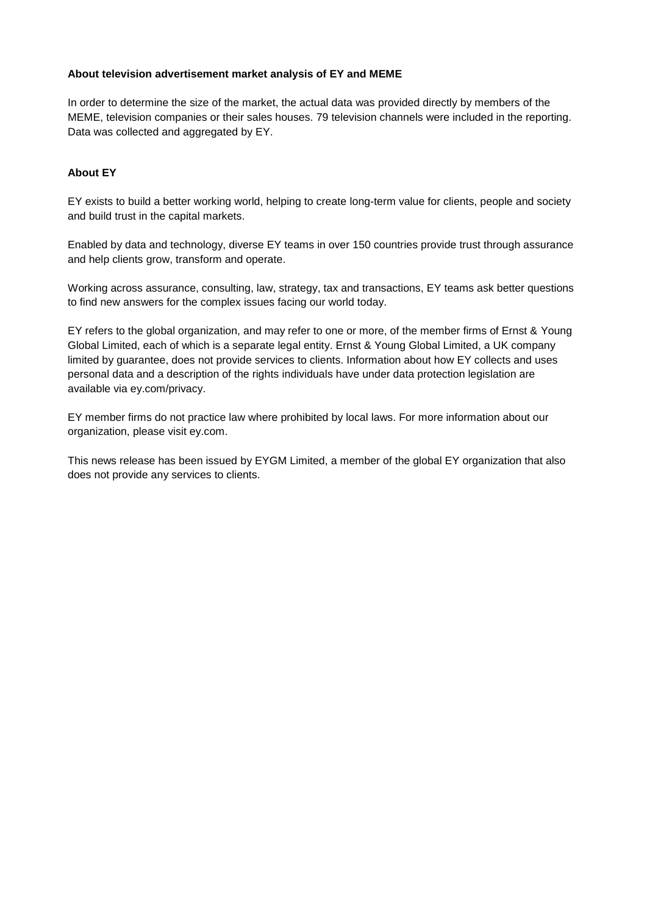**About television advertisement market analysis of EY and MEME**

In order to determine the size of the market, the actual data was provided directly by members of the MEME, television companies or their sales houses. 79 television channels were included in the reporting. Data was collected and aggregated by EY.

**About EY**

EY exists to build a better working world, helping to create long-term value for clients, people and society and build trust in the capital markets.

Enabled by data and technology, diverse EY teams in over 150 countries provide trust through assurance and help clients grow, transform and operate.

Working across assurance, consulting, law, strategy, tax and transactions, EY teams ask better questions to find new answers for the complex issues facing our world today.

EY refers to the global organization, and may refer to one or more, of the member firms of Ernst & Young Global Limited, each of which is a separate legal entity. Ernst & Young Global Limited, a UK company limited by guarantee, does not provide services to clients. Information about how EY collects and uses personal data and a description of the rights individuals have under data protection legislation are available via ey.com/privacy.

EY member firms do not practice law where prohibited by local laws. For more information about our organization, please visit ey.com.

This news release has been issued by EYGM Limited, a member of the global EY organization that also does not provide any services to clients.